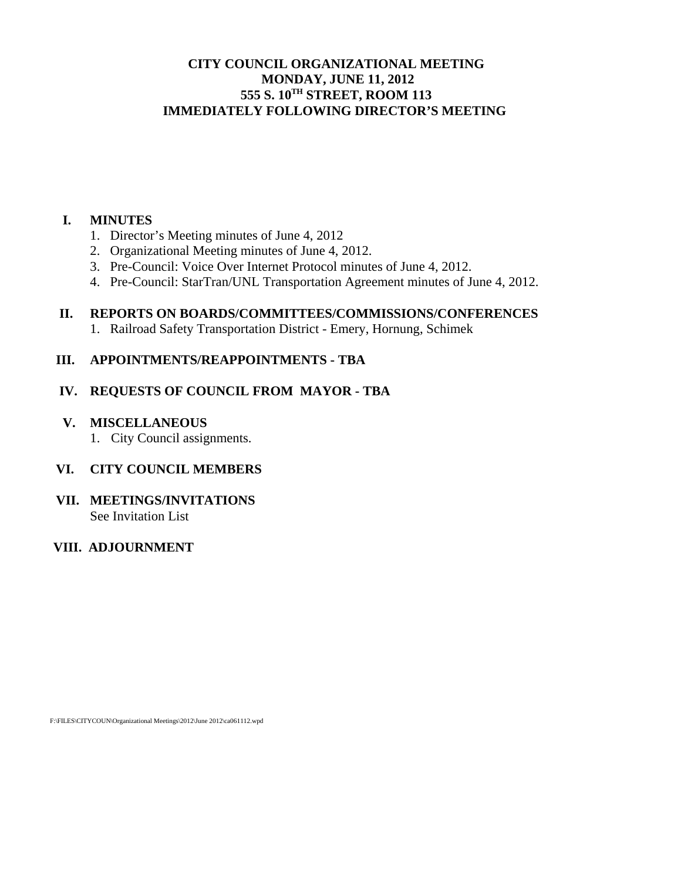# CITY COUNCIL ORGANIZATIONAL MEETING
## MONDAY, JUNE 11, 2012
## 555 S. 10TH STREET, ROOM 113
## IMMEDIATELY FOLLOWING DIRECTOR'S MEETING

**I. MINUTES**

1. Director's Meeting minutes of June 4, 2012
2. Organizational Meeting minutes of June 4, 2012.
3. Pre-Council: Voice Over Internet Protocol minutes of June 4, 2012.
4. Pre-Council: StarTran/UNL Transportation Agreement minutes of June 4, 2012.

**II. REPORTS ON BOARDS/COMMITTEES/COMMISSIONS/CONFERENCES**

1. Railroad Safety Transportation District - Emery, Hornung, Schimek

**III. APPOINTMENTS/REAPPOINTMENTS - TBA**

**IV. REQUESTS OF COUNCIL FROM MAYOR - TBA**

**V. MISCELLANEOUS**

1. City Council assignments.

**VI. CITY COUNCIL MEMBERS**

**VII. MEETINGS/INVITATIONS**

See Invitation List

**VIII. ADJOURNMENT**

F:\FILES\CITYCOUN\Organizational Meetings\2012\June 2012\ca061112.wpd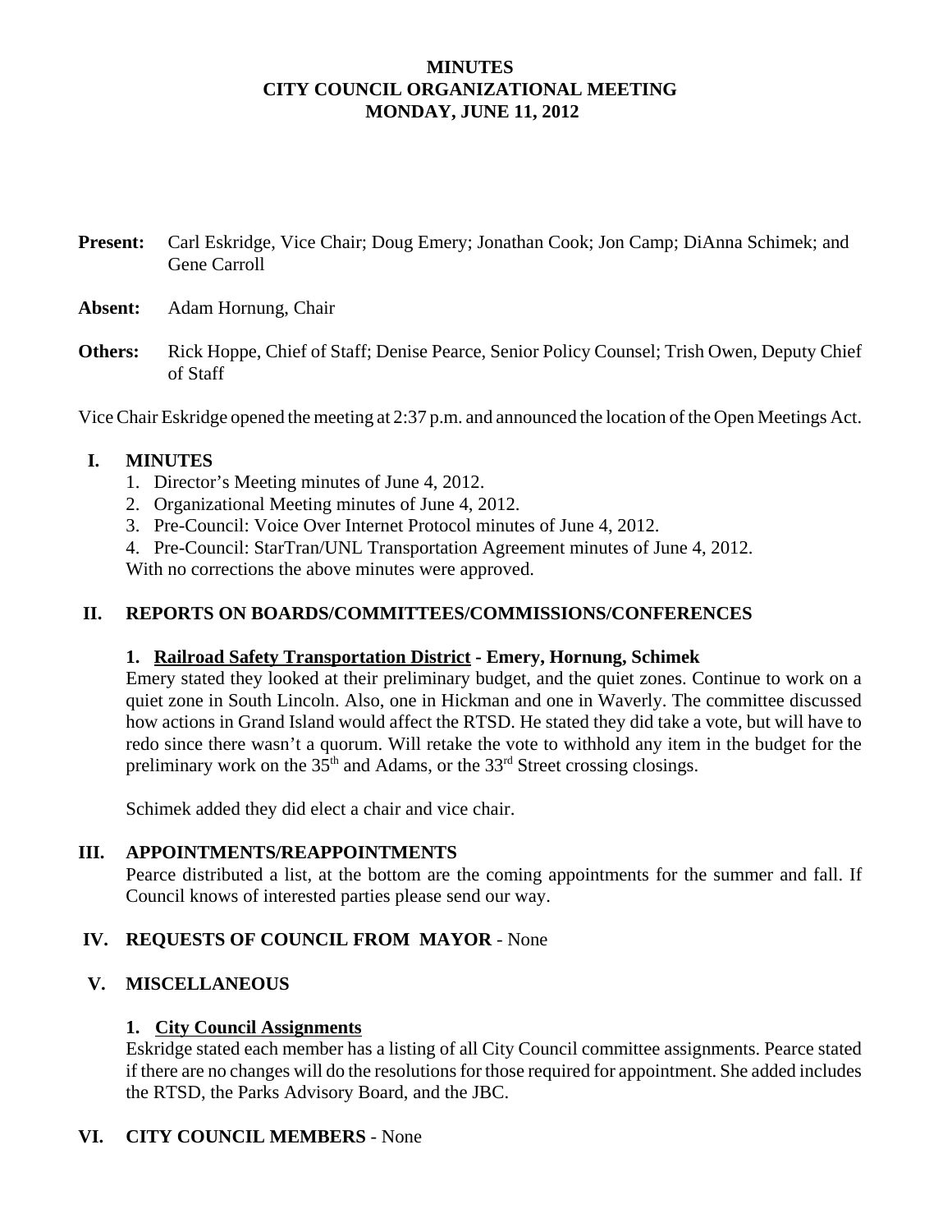# MINUTES
# CITY COUNCIL ORGANIZATIONAL MEETING
# MONDAY, JUNE 11, 2012

**Present:** Carl Eskridge, Vice Chair; Doug Emery; Jonathan Cook; Jon Camp; DiAnna Schimek; and Gene Carroll

**Absent:** Adam Hornung, Chair

**Others:** Rick Hoppe, Chief of Staff; Denise Pearce, Senior Policy Counsel; Trish Owen, Deputy Chief of Staff

Vice Chair Eskridge opened the meeting at 2:37 p.m. and announced the location of the Open Meetings Act.

## I. MINUTES

1. Director's Meeting minutes of June 4, 2012.
2. Organizational Meeting minutes of June 4, 2012.
3. Pre-Council: Voice Over Internet Protocol minutes of June 4, 2012.
4. Pre-Council: StarTran/UNL Transportation Agreement minutes of June 4, 2012.

With no corrections the above minutes were approved.

## II. REPORTS ON BOARDS/COMMITTEES/COMMISSIONS/CONFERENCES

### 1. Railroad Safety Transportation District - Emery, Hornung, Schimek

Emery stated they looked at their preliminary budget, and the quiet zones. Continue to work on a quiet zone in South Lincoln. Also, one in Hickman and one in Waverly. The committee discussed how actions in Grand Island would affect the RTSD. He stated they did take a vote, but will have to redo since there wasn't a quorum. Will retake the vote to withhold any item in the budget for the preliminary work on the 35th and Adams, or the 33rd Street crossing closings.

Schimek added they did elect a chair and vice chair.

## III. APPOINTMENTS/REAPPOINTMENTS

Pearce distributed a list, at the bottom are the coming appointments for the summer and fall. If Council knows of interested parties please send our way.

## IV. REQUESTS OF COUNCIL FROM MAYOR - None

## V. MISCELLANEOUS

### 1. City Council Assignments

Eskridge stated each member has a listing of all City Council committee assignments. Pearce stated if there are no changes will do the resolutions for those required for appointment. She added includes the RTSD, the Parks Advisory Board, and the JBC.

## VI. CITY COUNCIL MEMBERS - None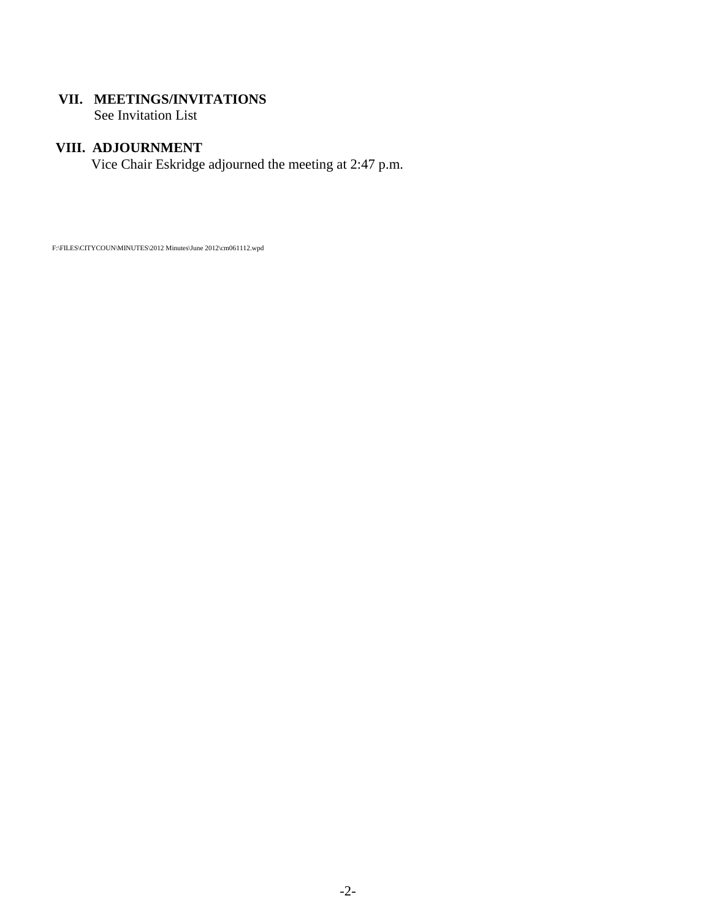## VII. MEETINGS/INVITATIONS

See Invitation List

## VIII. ADJOURNMENT

Vice Chair Eskridge adjourned the meeting at 2:47 p.m.

F:\FILES\CITYCOUN\MINUTES\2012 Minutes\June 2012\cm061112.wpd